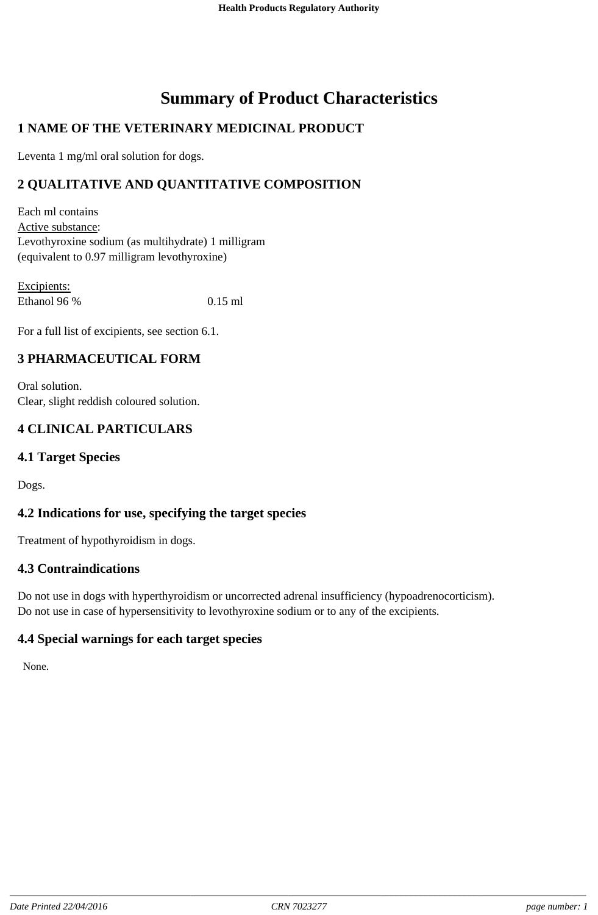# Summary of Product Characteristics

## 1 NAME OF THE VETERINARY MEDICINAL PRODUCT

Leventa 1 mg/ml oral solution for dogs.

## 2 QUALITATIVE AND QUANTITATIVE COMPOSITION

Each ml contains
Active substance:
Levothyroxine sodium (as multihydrate) 1 milligram
(equivalent to 0.97 milligram levothyroxine)

Excipients:

| Ethanol 96 % | 0.15 ml |
|---|---|

For a full list of excipients, see section 6.1.

## 3 PHARMACEUTICAL FORM

Oral solution.
Clear, slight reddish coloured solution.

## 4 CLINICAL PARTICULARS

### 4.1 Target Species

Dogs.

### 4.2 Indications for use, specifying the target species

Treatment of hypothyroidism in dogs.

### 4.3 Contraindications

Do not use in dogs with hyperthyroidism or uncorrected adrenal insufficiency (hypoadrenocorticism).
Do not use in case of hypersensitivity to levothyroxine sodium or to any of the excipients.

### 4.4 Special warnings for each target species

None.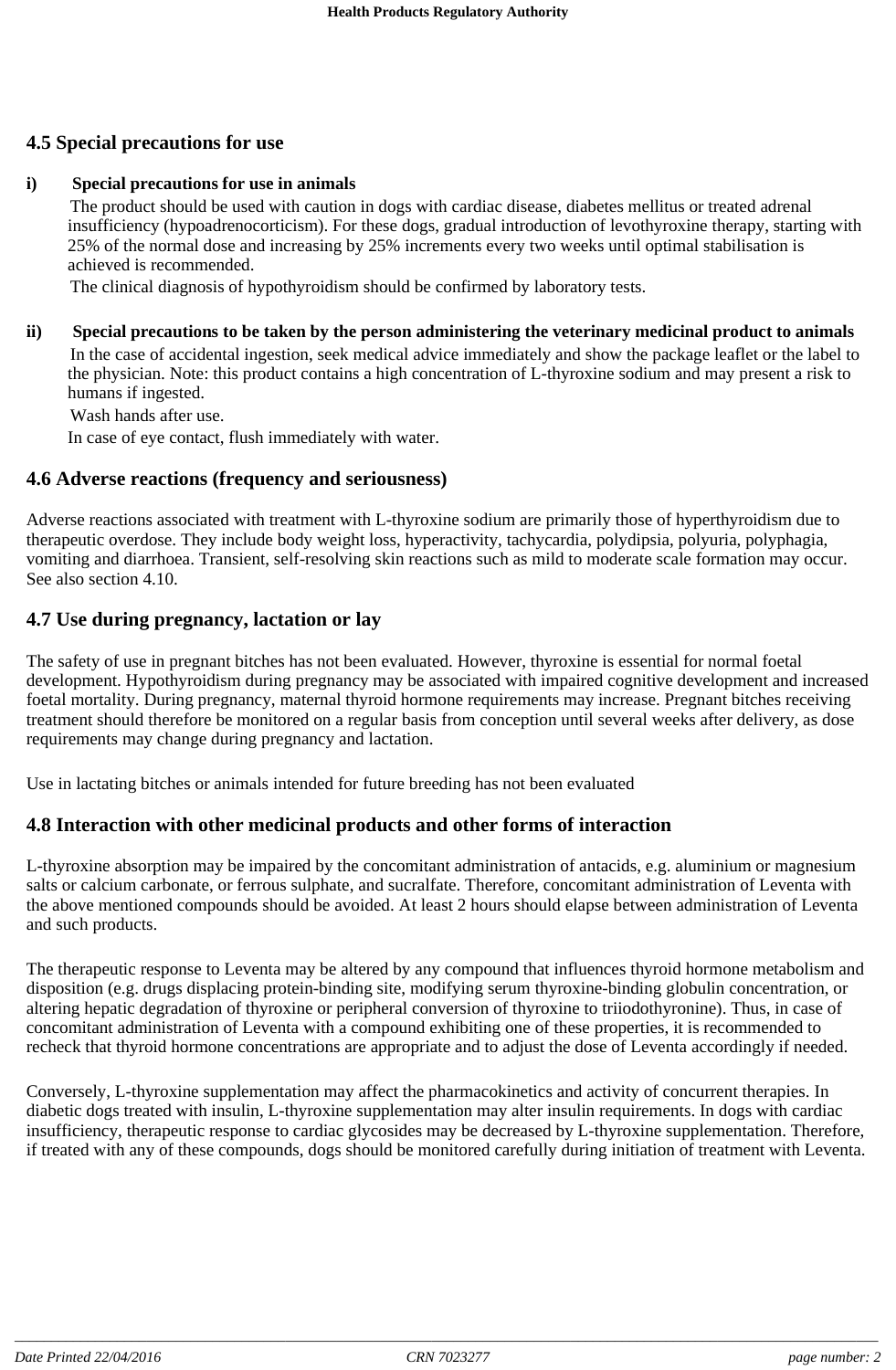## 4.5 Special precautions for use

**i) Special precautions for use in animals**

The product should be used with caution in dogs with cardiac disease, diabetes mellitus or treated adrenal insufficiency (hypoadrenocorticism). For these dogs, gradual introduction of levothyroxine therapy, starting with 25% of the normal dose and increasing by 25% increments every two weeks until optimal stabilisation is achieved is recommended.

The clinical diagnosis of hypothyroidism should be confirmed by laboratory tests.

**ii) Special precautions to be taken by the person administering the veterinary medicinal product to animals**

In the case of accidental ingestion, seek medical advice immediately and show the package leaflet or the label to the physician. Note: this product contains a high concentration of L-thyroxine sodium and may present a risk to humans if ingested.

Wash hands after use.

In case of eye contact, flush immediately with water.

## 4.6 Adverse reactions (frequency and seriousness)

Adverse reactions associated with treatment with L-thyroxine sodium are primarily those of hyperthyroidism due to therapeutic overdose. They include body weight loss, hyperactivity, tachycardia, polydipsia, polyuria, polyphagia, vomiting and diarrhoea. Transient, self-resolving skin reactions such as mild to moderate scale formation may occur. See also section 4.10.

## 4.7 Use during pregnancy, lactation or lay

The safety of use in pregnant bitches has not been evaluated. However, thyroxine is essential for normal foetal development. Hypothyroidism during pregnancy may be associated with impaired cognitive development and increased foetal mortality. During pregnancy, maternal thyroid hormone requirements may increase. Pregnant bitches receiving treatment should therefore be monitored on a regular basis from conception until several weeks after delivery, as dose requirements may change during pregnancy and lactation.

Use in lactating bitches or animals intended for future breeding has not been evaluated

## 4.8 Interaction with other medicinal products and other forms of interaction

L-thyroxine absorption may be impaired by the concomitant administration of antacids, e.g. aluminium or magnesium salts or calcium carbonate, or ferrous sulphate, and sucralfate. Therefore, concomitant administration of Leventa with the above mentioned compounds should be avoided. At least 2 hours should elapse between administration of Leventa and such products.

The therapeutic response to Leventa may be altered by any compound that influences thyroid hormone metabolism and disposition (e.g. drugs displacing protein-binding site, modifying serum thyroxine-binding globulin concentration, or altering hepatic degradation of thyroxine or peripheral conversion of thyroxine to triiodothyronine). Thus, in case of concomitant administration of Leventa with a compound exhibiting one of these properties, it is recommended to recheck that thyroid hormone concentrations are appropriate and to adjust the dose of Leventa accordingly if needed.

Conversely, L-thyroxine supplementation may affect the pharmacokinetics and activity of concurrent therapies. In diabetic dogs treated with insulin, L-thyroxine supplementation may alter insulin requirements. In dogs with cardiac insufficiency, therapeutic response to cardiac glycosides may be decreased by L-thyroxine supplementation. Therefore, if treated with any of these compounds, dogs should be monitored carefully during initiation of treatment with Leventa.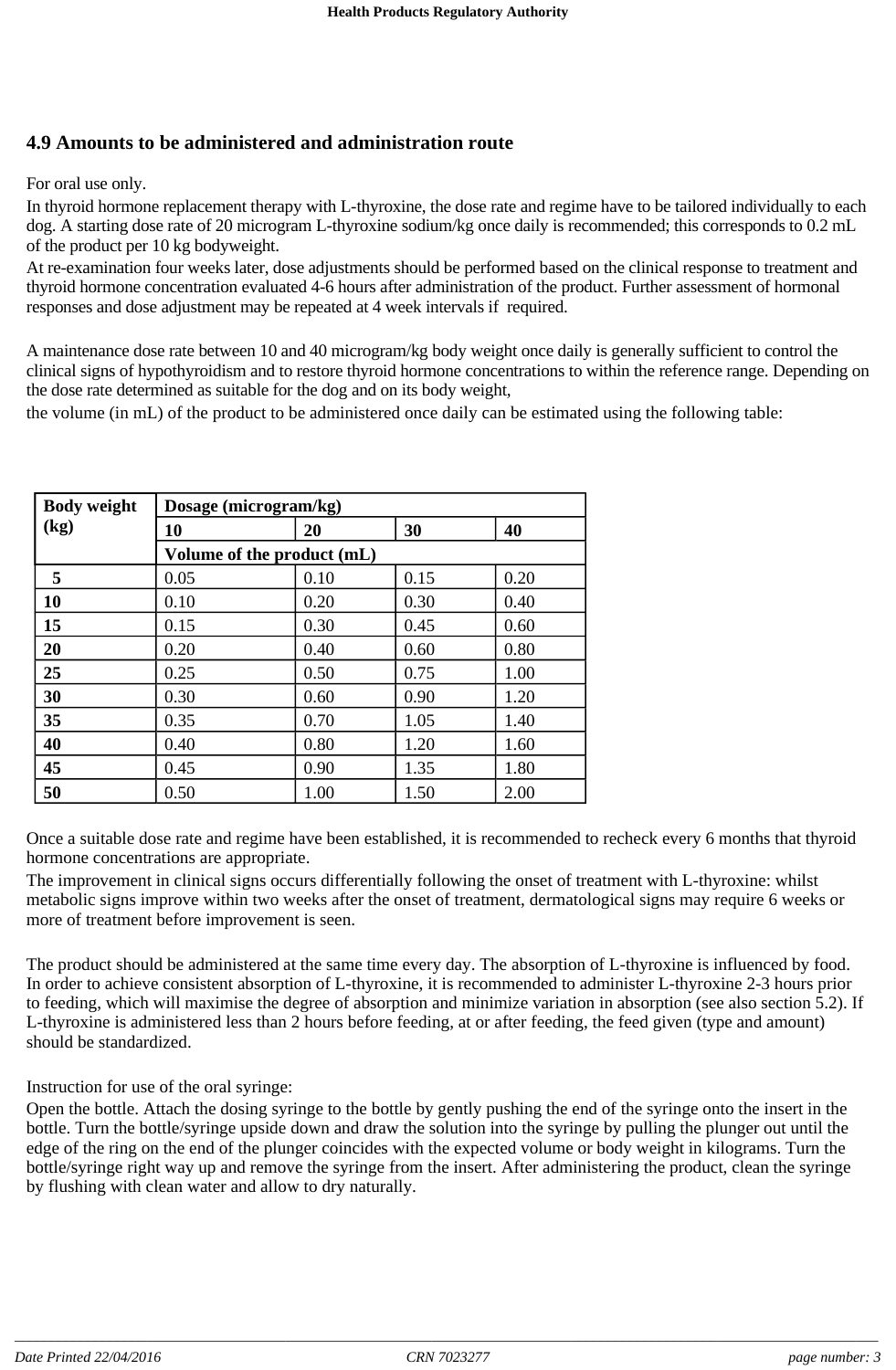### 4.9 Amounts to be administered and administration route

For oral use only.

In thyroid hormone replacement therapy with L-thyroxine, the dose rate and regime have to be tailored individually to each dog. A starting dose rate of 20 microgram L-thyroxine sodium/kg once daily is recommended; this corresponds to 0.2 mL of the product per 10 kg bodyweight.

At re-examination four weeks later, dose adjustments should be performed based on the clinical response to treatment and thyroid hormone concentration evaluated 4-6 hours after administration of the product. Further assessment of hormonal responses and dose adjustment may be repeated at 4 week intervals if required.

A maintenance dose rate between 10 and 40 microgram/kg body weight once daily is generally sufficient to control the clinical signs of hypothyroidism and to restore thyroid hormone concentrations to within the reference range. Depending on the dose rate determined as suitable for the dog and on its body weight,

the volume (in mL) of the product to be administered once daily can be estimated using the following table:

| **Body weight (kg)** | **Dosage (microgram/kg)** | | | |
|---|---|---|---|---|
| | **10** | **20** | **30** | **40** |
| | **Volume of the product (mL)** | | | |
| **5** | 0.05 | 0.10 | 0.15 | 0.20 |
| **10** | 0.10 | 0.20 | 0.30 | 0.40 |
| **15** | 0.15 | 0.30 | 0.45 | 0.60 |
| **20** | 0.20 | 0.40 | 0.60 | 0.80 |
| **25** | 0.25 | 0.50 | 0.75 | 1.00 |
| **30** | 0.30 | 0.60 | 0.90 | 1.20 |
| **35** | 0.35 | 0.70 | 1.05 | 1.40 |
| **40** | 0.40 | 0.80 | 1.20 | 1.60 |
| **45** | 0.45 | 0.90 | 1.35 | 1.80 |
| **50** | 0.50 | 1.00 | 1.50 | 2.00 |

Once a suitable dose rate and regime have been established, it is recommended to recheck every 6 months that thyroid hormone concentrations are appropriate.

The improvement in clinical signs occurs differentially following the onset of treatment with L-thyroxine: whilst metabolic signs improve within two weeks after the onset of treatment, dermatological signs may require 6 weeks or more of treatment before improvement is seen.

The product should be administered at the same time every day. The absorption of L-thyroxine is influenced by food. In order to achieve consistent absorption of L-thyroxine, it is recommended to administer L-thyroxine 2-3 hours prior to feeding, which will maximise the degree of absorption and minimize variation in absorption (see also section 5.2). If L-thyroxine is administered less than 2 hours before feeding, at or after feeding, the feed given (type and amount) should be standardized.

Instruction for use of the oral syringe:

Open the bottle. Attach the dosing syringe to the bottle by gently pushing the end of the syringe onto the insert in the bottle. Turn the bottle/syringe upside down and draw the solution into the syringe by pulling the plunger out until the edge of the ring on the end of the plunger coincides with the expected volume or body weight in kilograms. Turn the bottle/syringe right way up and remove the syringe from the insert. After administering the product, clean the syringe by flushing with clean water and allow to dry naturally.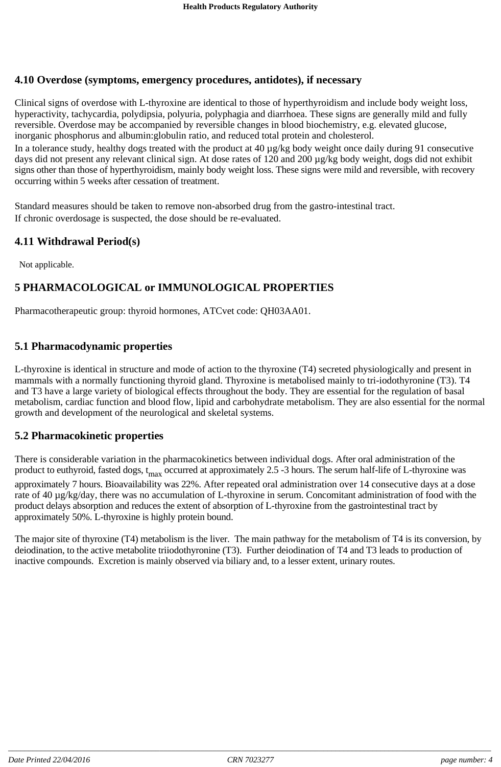## 4.10 Overdose (symptoms, emergency procedures, antidotes), if necessary

Clinical signs of overdose with L-thyroxine are identical to those of hyperthyroidism and include body weight loss, hyperactivity, tachycardia, polydipsia, polyuria, polyphagia and diarrhoea. These signs are generally mild and fully reversible. Overdose may be accompanied by reversible changes in blood biochemistry, e.g. elevated glucose, inorganic phosphorus and albumin:globulin ratio, and reduced total protein and cholesterol.
In a tolerance study, healthy dogs treated with the product at 40 µg/kg body weight once daily during 91 consecutive days did not present any relevant clinical sign. At dose rates of 120 and 200 µg/kg body weight, dogs did not exhibit signs other than those of hyperthyroidism, mainly body weight loss. These signs were mild and reversible, with recovery occurring within 5 weeks after cessation of treatment.

Standard measures should be taken to remove non-absorbed drug from the gastro-intestinal tract.
If chronic overdosage is suspected, the dose should be re-evaluated.

## 4.11 Withdrawal Period(s)

Not applicable.

# 5 PHARMACOLOGICAL or IMMUNOLOGICAL PROPERTIES

Pharmacotherapeutic group: thyroid hormones, ATCvet code: QH03AA01.

## 5.1 Pharmacodynamic properties

L-thyroxine is identical in structure and mode of action to the thyroxine (T4) secreted physiologically and present in mammals with a normally functioning thyroid gland. Thyroxine is metabolised mainly to tri-iodothyronine (T3). T4 and T3 have a large variety of biological effects throughout the body. They are essential for the regulation of basal metabolism, cardiac function and blood flow, lipid and carbohydrate metabolism. They are also essential for the normal growth and development of the neurological and skeletal systems.

## 5.2 Pharmacokinetic properties

There is considerable variation in the pharmacokinetics between individual dogs. After oral administration of the product to euthyroid, fasted dogs, $t_{max}$ occurred at approximately 2.5 -3 hours. The serum half-life of L-thyroxine was approximately 7 hours. Bioavailability was 22%. After repeated oral administration over 14 consecutive days at a dose rate of 40 µg/kg/day, there was no accumulation of L-thyroxine in serum. Concomitant administration of food with the product delays absorption and reduces the extent of absorption of L-thyroxine from the gastrointestinal tract by approximately 50%. L-thyroxine is highly protein bound.

The major site of thyroxine (T4) metabolism is the liver. The main pathway for the metabolism of T4 is its conversion, by deiodination, to the active metabolite triiodothyronine (T3). Further deiodination of T4 and T3 leads to production of inactive compounds. Excretion is mainly observed via biliary and, to a lesser extent, urinary routes.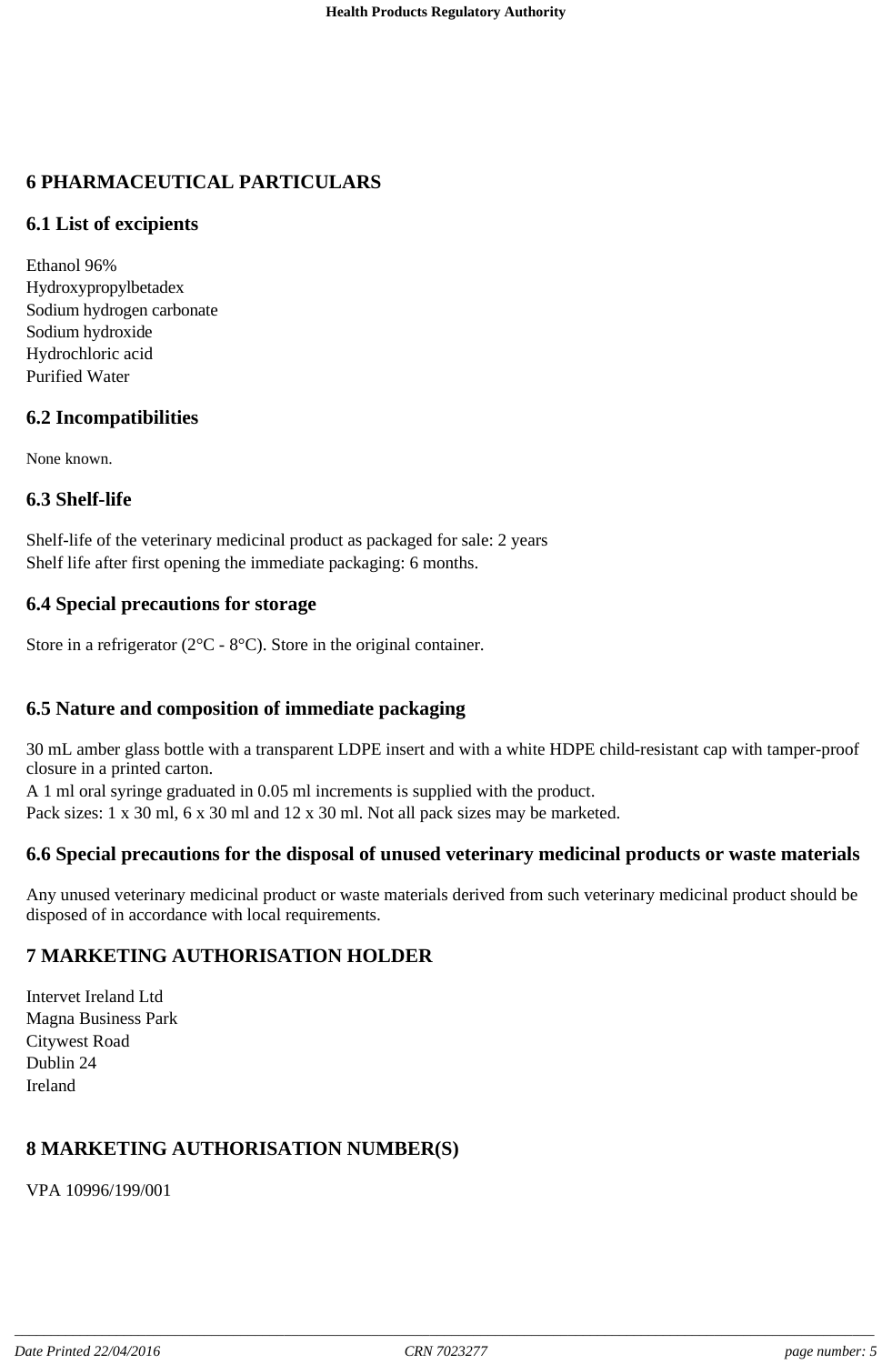# 6 PHARMACEUTICAL PARTICULARS

## 6.1 List of excipients

Ethanol 96%
Hydroxypropylbetadex
Sodium hydrogen carbonate
Sodium hydroxide
Hydrochloric acid
Purified Water

## 6.2 Incompatibilities

None known.

## 6.3 Shelf-life

Shelf-life of the veterinary medicinal product as packaged for sale: 2 years
Shelf life after first opening the immediate packaging: 6 months.

## 6.4 Special precautions for storage

Store in a refrigerator (2°C - 8°C). Store in the original container.

## 6.5 Nature and composition of immediate packaging

30 mL amber glass bottle with a transparent LDPE insert and with a white HDPE child-resistant cap with tamper-proof closure in a printed carton.
A 1 ml oral syringe graduated in 0.05 ml increments is supplied with the product.
Pack sizes: 1 x 30 ml, 6 x 30 ml and 12 x 30 ml. Not all pack sizes may be marketed.

## 6.6 Special precautions for the disposal of unused veterinary medicinal products or waste materials

Any unused veterinary medicinal product or waste materials derived from such veterinary medicinal product should be disposed of in accordance with local requirements.

# 7 MARKETING AUTHORISATION HOLDER

Intervet Ireland Ltd
Magna Business Park
Citywest Road
Dublin 24
Ireland

# 8 MARKETING AUTHORISATION NUMBER(S)

VPA 10996/199/001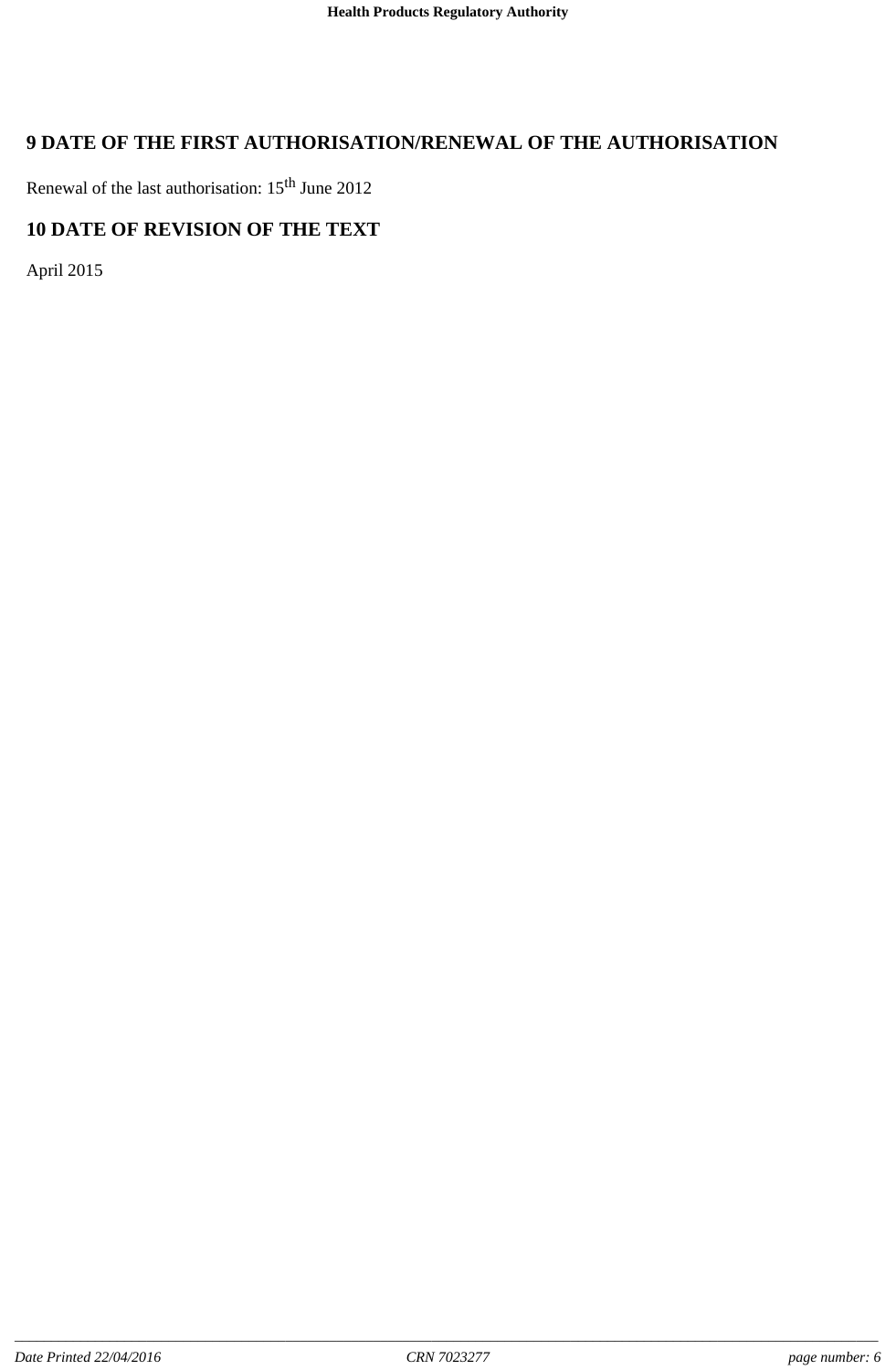## 9 DATE OF THE FIRST AUTHORISATION/RENEWAL OF THE AUTHORISATION

Renewal of the last authorisation: 15th June 2012

## 10 DATE OF REVISION OF THE TEXT

April 2015